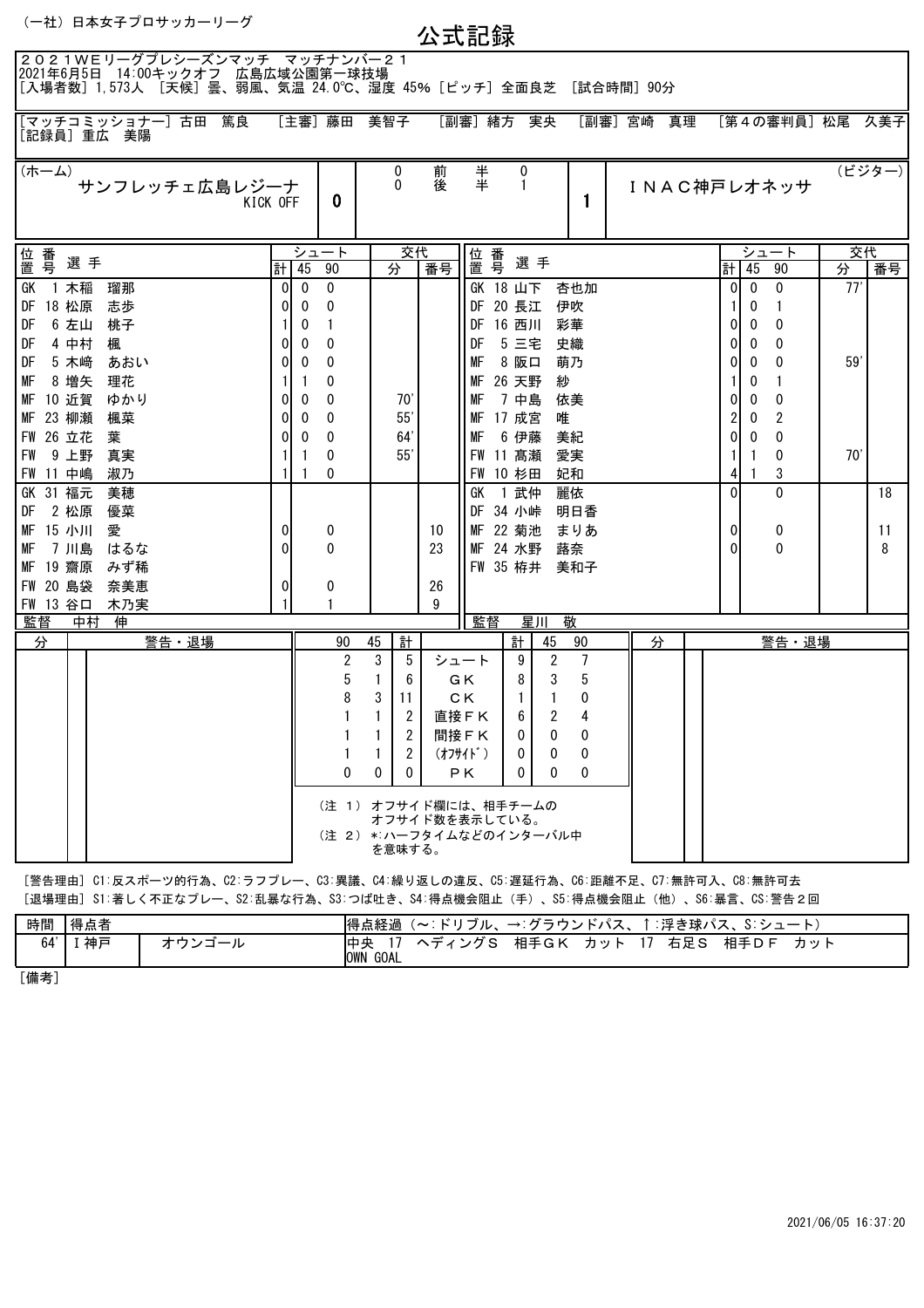（一社）日本女子プロサッカーリーグ

# 公式記録

２０２１WEリーグプレシーズンマッチ　マッチナンバー２１
2021年6月5日　14:00キックオフ　広島広域公園第一球技場
［入場者数］1,573人　［天候］曇、弱風、気温 24.0℃、湿度 45%［ピッチ］全面良芝　［試合時間］90分

［マッチコミッショナー］古田　篤良　［主審］藤田　美智子　［副審］緒方　実央　［副審］宮崎　真理　［第４の審判員］松尾　久美子
［記録員］重広　美陽

| (ホーム) | | 前半 | | | (ビジター) |
|---|---|---|---|---|---|
| サンフレッチェ広島レジーナ KICK OFF | 0 | 0 | 前半 | 0 | 1 | INAC神戸レオネッサ |
| | | 0 | 後半 | 1 | | |

| 位置 | 番号 | 選手 | シュート計 | 45 | 90 | 交代分 | 交代番号 | 位置 | 番号 | 選手 | シュート計 | 45 | 90 | 交代分 | 交代番号 |
|---|---|---|---|---|---|---|---|---|---|---|---|---|---|---|---|
| GK | 1 | 木稲　瑠那 | 0 | 0 | 0 | | | GK | 18 | 山下　杏也加 | 0 | 0 | 0 | 77' | |
| DF | 18 | 松原　志歩 | 0 | 0 | 0 | | | DF | 20 | 長江　伊吹 | 1 | 0 | 1 | | |
| DF | 6 | 左山　桃子 | 1 | 0 | 1 | | | DF | 16 | 西川　彩華 | 0 | 0 | 0 | | |
| DF | 4 | 中村　楓 | 0 | 0 | 0 | | | DF | 5 | 三宅　史織 | 0 | 0 | 0 | | |
| DF | 5 | 木崎　あおい | 0 | 0 | 0 | | | MF | 8 | 阪口　萌乃 | 0 | 0 | 0 | 59' | |
| MF | 8 | 増矢　理花 | 1 | 1 | 0 | | | MF | 26 | 天野　紗 | 1 | 0 | 1 | | |
| MF | 10 | 近賀　ゆかり | 0 | 0 | 0 | 70' | | MF | 7 | 中島　依美 | 0 | 0 | 0 | | |
| MF | 23 | 柳瀬　楓菜 | 0 | 0 | 0 | 55' | | MF | 17 | 成宮　唯 | 2 | 0 | 2 | | |
| FW | 26 | 立花　葉 | 0 | 0 | 0 | 64' | | MF | 6 | 伊藤　美紀 | 0 | 0 | 0 | | |
| FW | 9 | 上野　真実 | 1 | 1 | 0 | 55' | | FW | 11 | 髙瀬　愛実 | 1 | 1 | 0 | 70' | |
| FW | 11 | 中嶋　淑乃 | 1 | 1 | 0 | | | FW | 10 | 杉田　妃和 | 4 | 1 | 3 | | |
| GK | 31 | 福元　美穂 | | | | | | GK | 1 | 武仲　麗依 | 0 | | 0 | | 18 |
| DF | 2 | 松原　優菜 | | | | | | DF | 34 | 小峠　明日香 | | | | | |
| MF | 15 | 小川　愛 | 0 | | 0 | | 10 | MF | 22 | 菊池　まりあ | 0 | | 0 | | 11 |
| MF | 7 | 川島　はるな | 0 | | 0 | | 23 | MF | 24 | 水野　蕗奈 | 0 | | 0 | | 8 |
| MF | 19 | 齋原　みず稀 | | | | | | FW | 35 | 栫井　美和子 | | | | | |
| FW | 20 | 島袋　奈美恵 | 0 | | 0 | | 26 | | | | | | | | |
| FW | 13 | 谷口　木乃実 | 1 | | 1 | | 9 | | | | | | | | |
| 監督 | | 中村　伸 | | | | | | 監督 | | 星川　敬 | | | | | |

| 分 | 警告・退場 | 90 | 45 | 計 | | 計 | 45 | 90 | 分 | 警告・退場 |
|---|---|---|---|---|---|---|---|---|---|---|
| | | 2 | 3 | 5 | シュート | 9 | 2 | 7 | | |
| | | 5 | 1 | 6 | GK | 8 | 3 | 5 | | |
| | | 8 | 3 | 11 | CK | 1 | 1 | 0 | | |
| | | 1 | 1 | 2 | 直接FK | 6 | 2 | 4 | | |
| | | 1 | 1 | 2 | 間接FK | 0 | 0 | 0 | | |
| | | 1 | 1 | 2 | (ｵﾌｻｲﾄﾞ) | 0 | 0 | 0 | | |
| | | 0 | 0 | 0 | PK | 0 | 0 | 0 | | |

（注 1）オフサイド欄には、相手チームのオフサイド数を表示している。
（注 2）*:ハーフタイムなどのインターバル中を意味する。

［警告理由］C1:反スポーツ的行為、C2:ラフプレー、C3:異議、C4:繰り返しの違反、C5:遅延行為、C6:距離不足、C7:無許可入、C8:無許可去
［退場理由］S1:著しく不正なプレー、S2:乱暴な行為、S3:つば吐き、S4:得点機会阻止（手）、S5:得点機会阻止（他）、S6:暴言、CS:警告２回

| 時間 | 得点者 | | 得点経過（〜:ドリブル、→:グラウンドパス、↑:浮き球パス、S:シュート） |
|---|---|---|---|
| 64' | I神戸 | オウンゴール | 中央　17　ヘディングS　相手GK　カット　17　右足S　相手DF　カット OWN GOAL |

［備考］

2021/06/05 16:37:20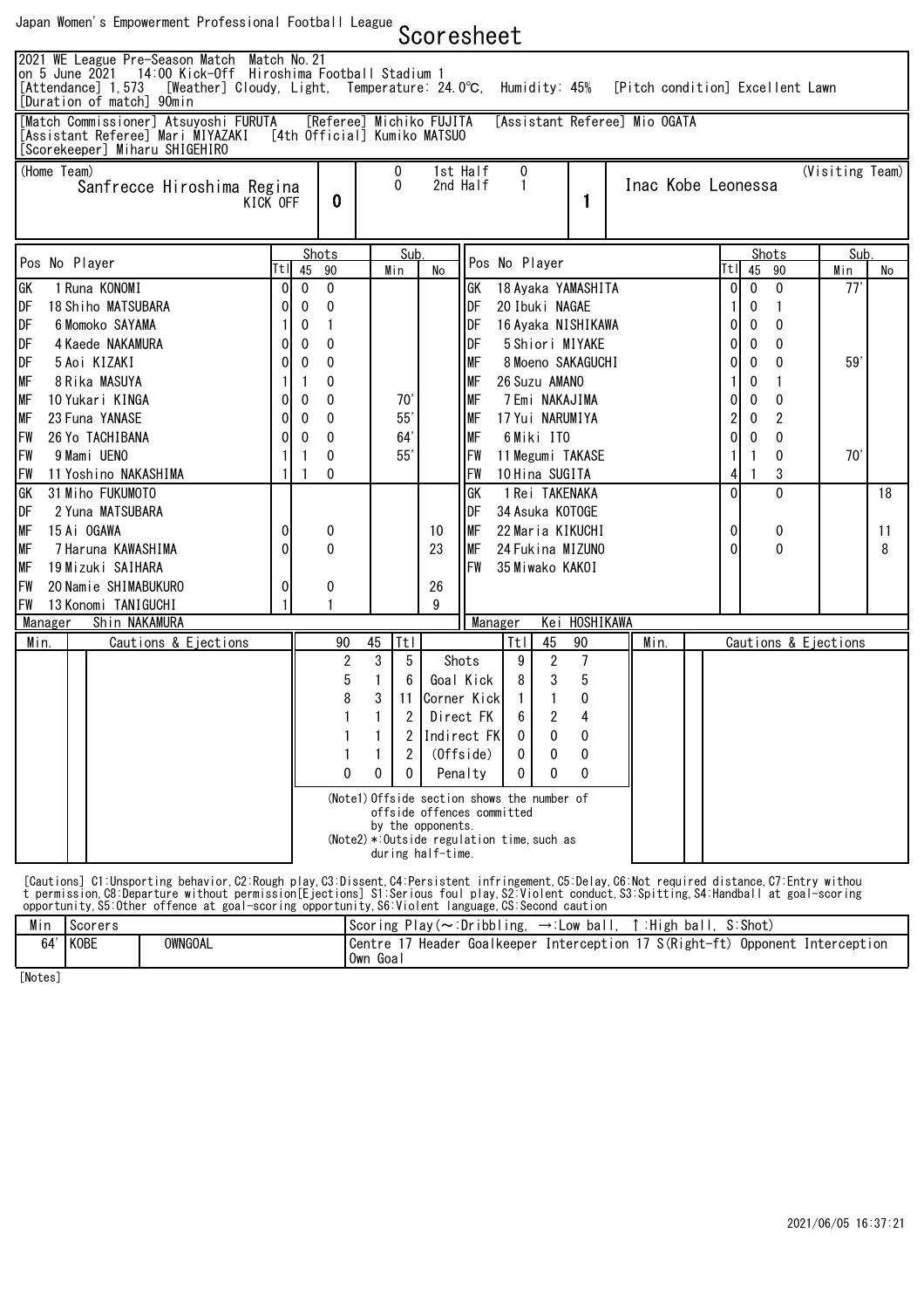Japan Women's Empowerment Professional Football League

# Scoresheet

2021 WE League Pre-Season Match Match No.21
on 5 June 2021 14:00 Kick-Off Hiroshima Football Stadium 1
[Attendance] 1,573 [Weather] Cloudy, Light, Temperature: 24.0℃, Humidity: 45% [Pitch condition] Excellent Lawn
[Duration of match] 90min

[Match Commissioner] Atsuyoshi FURUTA [Referee] Michiko FUJITA [Assistant Referee] Mio OGATA
[Assistant Referee] Mari MIYAZAKI [4th Official] Kumiko MATSUO
[Scorekeeper] Miharu SHIGEHIRO

| (Home Team) | | | | | (Visiting Team) |
|---|---|---|---|---|---|
| Sanfrecce Hiroshima Regina KICK OFF | 0 | 0 1st Half 0 | 0 2nd Half 1 | 1 | Inac Kobe Leonessa |

| Pos | No | Player | Shots Ttl | 45 | 90 | Sub. Min | Sub. No | Pos | No | Player | Shots Ttl | 45 | 90 | Sub. Min | Sub. No |
|---|---|---|---|---|---|---|---|---|---|---|---|---|---|---|---|
| GK | 1 | Runa KONOMI | 0 | 0 | 0 | | | GK | 18 | Ayaka YAMASHITA | 0 | 0 | 0 | 77' | |
| DF | 18 | Shiho MATSUBARA | 0 | 0 | 0 | | | DF | 20 | Ibuki NAGAE | 1 | 0 | 1 | | |
| DF | 6 | Momoko SAYAMA | 1 | 0 | 1 | | | DF | 16 | Ayaka NISHIKAWA | 0 | 0 | 0 | | |
| DF | 4 | Kaede NAKAMURA | 0 | 0 | 0 | | | DF | 5 | Shiori MIYAKE | 0 | 0 | 0 | | |
| DF | 5 | Aoi KIZAKI | 0 | 0 | 0 | | | MF | 8 | Moeno SAKAGUCHI | 0 | 0 | 0 | 59' | |
| MF | 8 | Rika MASUYA | 1 | 1 | 0 | | | MF | 26 | Suzu AMANO | 1 | 0 | 1 | | |
| MF | 10 | Yukari KINGA | 0 | 0 | 0 | 70' | | MF | 7 | Emi NAKAJIMA | 0 | 0 | 0 | | |
| MF | 23 | Funa YANASE | 0 | 0 | 0 | 55' | | MF | 17 | Yui NARUMIYA | 2 | 0 | 2 | | |
| FW | 26 | Yo TACHIBANA | 0 | 0 | 0 | 64' | | MF | 6 | Miki ITO | 0 | 0 | 0 | | |
| FW | 9 | Mami UENO | 1 | 1 | 0 | 55' | | FW | 11 | Megumi TAKASE | 1 | 1 | 0 | 70' | |
| FW | 11 | Yoshino NAKASHIMA | 1 | 1 | 0 | | | FW | 10 | Hina SUGITA | 4 | 1 | 3 | | |
| GK | 31 | Miho FUKUMOTO | | | | | | GK | 1 | Rei TAKENAKA | 0 | | 0 | | 18 |
| DF | 2 | Yuna MATSUBARA | | | | | | DF | 34 | Asuka KOTOGE | | | | | |
| MF | 15 | Ai OGAWA | 0 | | 0 | | 10 | MF | 22 | Maria KIKUCHI | 0 | | 0 | | 11 |
| MF | 7 | Haruna KAWASHIMA | 0 | | 0 | | 23 | MF | 24 | Fukina MIZUNO | 0 | | 0 | | 8 |
| MF | 19 | Mizuki SAIHARA | | | | | | FW | 35 | Miwako KAKOI | | | | | |
| FW | 20 | Namie SHIMABUKURO | 0 | | 0 | | 26 | | | | | | | | |
| FW | 13 | Konomi TANIGUCHI | 1 | | 1 | | 9 | | | | | | | | |
| Manager | | Shin NAKAMURA | | | | | | Manager | | Kei HOSHIKAWA | | | | | |

| Min. | Cautions & Ejections | 90 | 45 | Ttl | | Ttl | 45 | 90 | Min. | Cautions & Ejections |
|---|---|---|---|---|---|---|---|---|---|---|
| | | 2 | 3 | 5 | Shots | 9 | 2 | 7 | | |
| | | 5 | 1 | 6 | Goal Kick | 8 | 3 | 5 | | |
| | | 8 | 3 | 11 | Corner Kick | 1 | 1 | 0 | | |
| | | 1 | 1 | 2 | Direct FK | 6 | 2 | 4 | | |
| | | 1 | 1 | 2 | Indirect FK | 0 | 0 | 0 | | |
| | | 1 | 1 | 2 | (Offside) | 0 | 0 | 0 | | |
| | | 0 | 0 | 0 | Penalty | 0 | 0 | 0 | | |

(Note1) Offside section shows the number of offside offences committed by the opponents.
(Note2) *:Outside regulation time, such as during half-time.

[Cautions] C1:Unsporting behavior, C2:Rough play, C3:Dissent, C4:Persistent infringement, C5:Delay, C6:Not required distance, C7:Entry without permission, C8:Departure without permission[Ejections] S1:Serious foul play, S2:Violent conduct, S3:Spitting, S4:Handball at goal-scoring opportunity, S5:Other offence at goal-scoring opportunity, S6:Violent language, CS:Second caution

| Min | Scorers | | Scoring Play(〜:Dribbling, →:Low ball, ↑:High ball, S:Shot) |
|---|---|---|---|
| 64' | KOBE | OWNGOAL | Centre 17 Header Goalkeeper Interception 17 S(Right-ft) Opponent Interception Own Goal |

[Notes]

2021/06/05 16:37:21